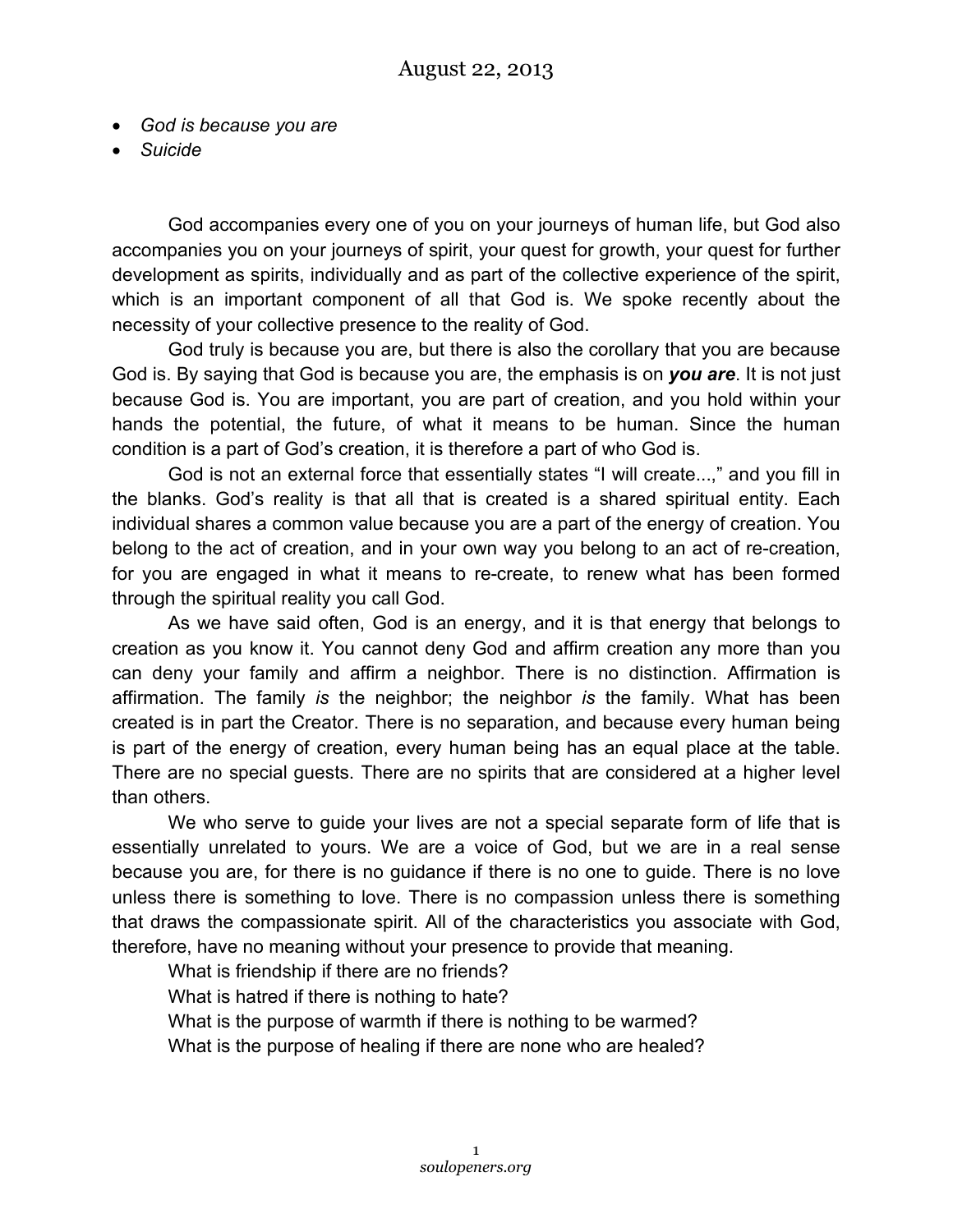# August 22, 2013

- *God is because you are*
- *Suicide*

God accompanies every one of you on your journeys of human life, but God also accompanies you on your journeys of spirit, your quest for growth, your quest for further development as spirits, individually and as part of the collective experience of the spirit, which is an important component of all that God is. We spoke recently about the necessity of your collective presence to the reality of God.

God truly is because you are, but there is also the corollary that you are because God is. By saying that God is because you are, the emphasis is on ***you are***. It is not just because God is. You are important, you are part of creation, and you hold within your hands the potential, the future, of what it means to be human. Since the human condition is a part of God's creation, it is therefore a part of who God is.

God is not an external force that essentially states "I will create...," and you fill in the blanks. God's reality is that all that is created is a shared spiritual entity. Each individual shares a common value because you are a part of the energy of creation. You belong to the act of creation, and in your own way you belong to an act of re-creation, for you are engaged in what it means to re-create, to renew what has been formed through the spiritual reality you call God.

As we have said often, God is an energy, and it is that energy that belongs to creation as you know it. You cannot deny God and affirm creation any more than you can deny your family and affirm a neighbor. There is no distinction. Affirmation is affirmation. The family *is* the neighbor; the neighbor *is* the family. What has been created is in part the Creator. There is no separation, and because every human being is part of the energy of creation, every human being has an equal place at the table. There are no special guests. There are no spirits that are considered at a higher level than others.

We who serve to guide your lives are not a special separate form of life that is essentially unrelated to yours. We are a voice of God, but we are in a real sense because you are, for there is no guidance if there is no one to guide. There is no love unless there is something to love. There is no compassion unless there is something that draws the compassionate spirit. All of the characteristics you associate with God, therefore, have no meaning without your presence to provide that meaning.

What is friendship if there are no friends?

What is hatred if there is nothing to hate?

What is the purpose of warmth if there is nothing to be warmed?

What is the purpose of healing if there are none who are healed?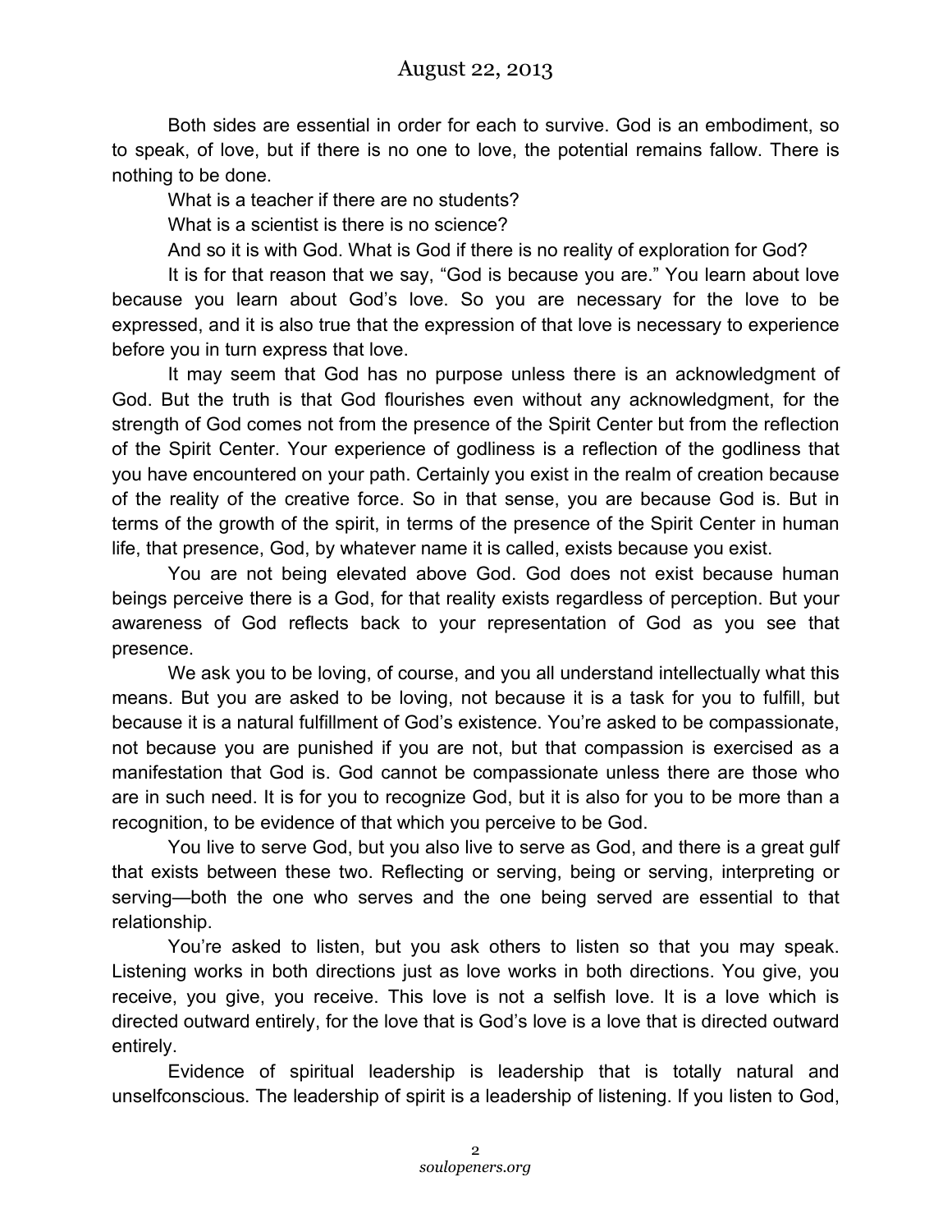Both sides are essential in order for each to survive. God is an embodiment, so to speak, of love, but if there is no one to love, the potential remains fallow. There is nothing to be done.

What is a teacher if there are no students?

What is a scientist is there is no science?

And so it is with God. What is God if there is no reality of exploration for God?

It is for that reason that we say, "God is because you are." You learn about love because you learn about God's love. So you are necessary for the love to be expressed, and it is also true that the expression of that love is necessary to experience before you in turn express that love.

It may seem that God has no purpose unless there is an acknowledgment of God. But the truth is that God flourishes even without any acknowledgment, for the strength of God comes not from the presence of the Spirit Center but from the reflection of the Spirit Center. Your experience of godliness is a reflection of the godliness that you have encountered on your path. Certainly you exist in the realm of creation because of the reality of the creative force. So in that sense, you are because God is. But in terms of the growth of the spirit, in terms of the presence of the Spirit Center in human life, that presence, God, by whatever name it is called, exists because you exist.

You are not being elevated above God. God does not exist because human beings perceive there is a God, for that reality exists regardless of perception. But your awareness of God reflects back to your representation of God as you see that presence.

We ask you to be loving, of course, and you all understand intellectually what this means. But you are asked to be loving, not because it is a task for you to fulfill, but because it is a natural fulfillment of God's existence. You're asked to be compassionate, not because you are punished if you are not, but that compassion is exercised as a manifestation that God is. God cannot be compassionate unless there are those who are in such need. It is for you to recognize God, but it is also for you to be more than a recognition, to be evidence of that which you perceive to be God.

You live to serve God, but you also live to serve as God, and there is a great gulf that exists between these two. Reflecting or serving, being or serving, interpreting or serving—both the one who serves and the one being served are essential to that relationship.

You're asked to listen, but you ask others to listen so that you may speak. Listening works in both directions just as love works in both directions. You give, you receive, you give, you receive. This love is not a selfish love. It is a love which is directed outward entirely, for the love that is God's love is a love that is directed outward entirely.

Evidence of spiritual leadership is leadership that is totally natural and unselfconscious. The leadership of spirit is a leadership of listening. If you listen to God,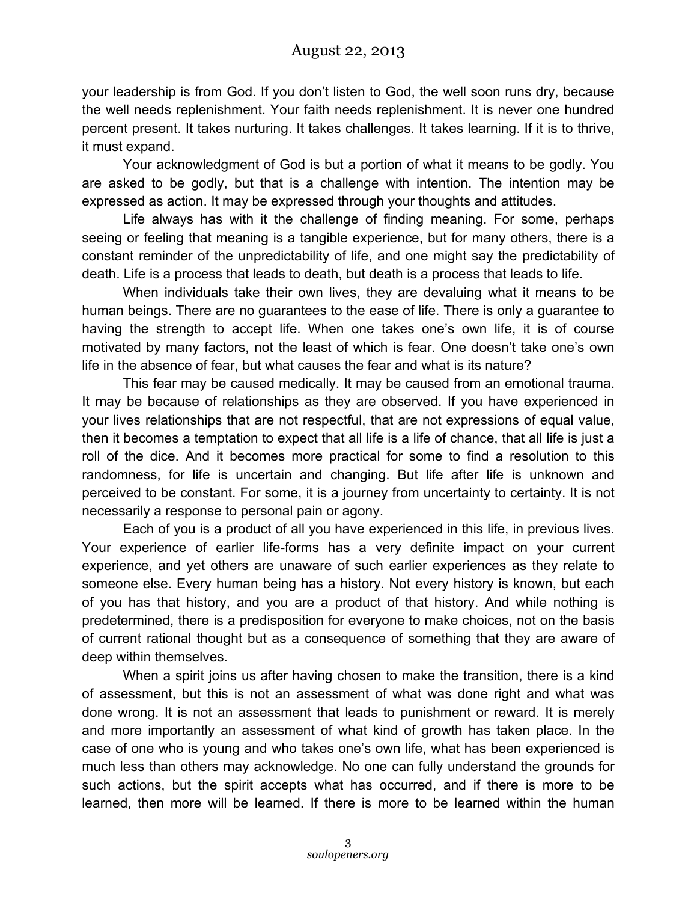your leadership is from God. If you don't listen to God, the well soon runs dry, because the well needs replenishment. Your faith needs replenishment. It is never one hundred percent present. It takes nurturing. It takes challenges. It takes learning. If it is to thrive, it must expand.

Your acknowledgment of God is but a portion of what it means to be godly. You are asked to be godly, but that is a challenge with intention. The intention may be expressed as action. It may be expressed through your thoughts and attitudes.

Life always has with it the challenge of finding meaning. For some, perhaps seeing or feeling that meaning is a tangible experience, but for many others, there is a constant reminder of the unpredictability of life, and one might say the predictability of death. Life is a process that leads to death, but death is a process that leads to life.

When individuals take their own lives, they are devaluing what it means to be human beings. There are no guarantees to the ease of life. There is only a guarantee to having the strength to accept life. When one takes one's own life, it is of course motivated by many factors, not the least of which is fear. One doesn't take one's own life in the absence of fear, but what causes the fear and what is its nature?

This fear may be caused medically. It may be caused from an emotional trauma. It may be because of relationships as they are observed. If you have experienced in your lives relationships that are not respectful, that are not expressions of equal value, then it becomes a temptation to expect that all life is a life of chance, that all life is just a roll of the dice. And it becomes more practical for some to find a resolution to this randomness, for life is uncertain and changing. But life after life is unknown and perceived to be constant. For some, it is a journey from uncertainty to certainty. It is not necessarily a response to personal pain or agony.

Each of you is a product of all you have experienced in this life, in previous lives. Your experience of earlier life-forms has a very definite impact on your current experience, and yet others are unaware of such earlier experiences as they relate to someone else. Every human being has a history. Not every history is known, but each of you has that history, and you are a product of that history. And while nothing is predetermined, there is a predisposition for everyone to make choices, not on the basis of current rational thought but as a consequence of something that they are aware of deep within themselves.

When a spirit joins us after having chosen to make the transition, there is a kind of assessment, but this is not an assessment of what was done right and what was done wrong. It is not an assessment that leads to punishment or reward. It is merely and more importantly an assessment of what kind of growth has taken place. In the case of one who is young and who takes one's own life, what has been experienced is much less than others may acknowledge. No one can fully understand the grounds for such actions, but the spirit accepts what has occurred, and if there is more to be learned, then more will be learned. If there is more to be learned within the human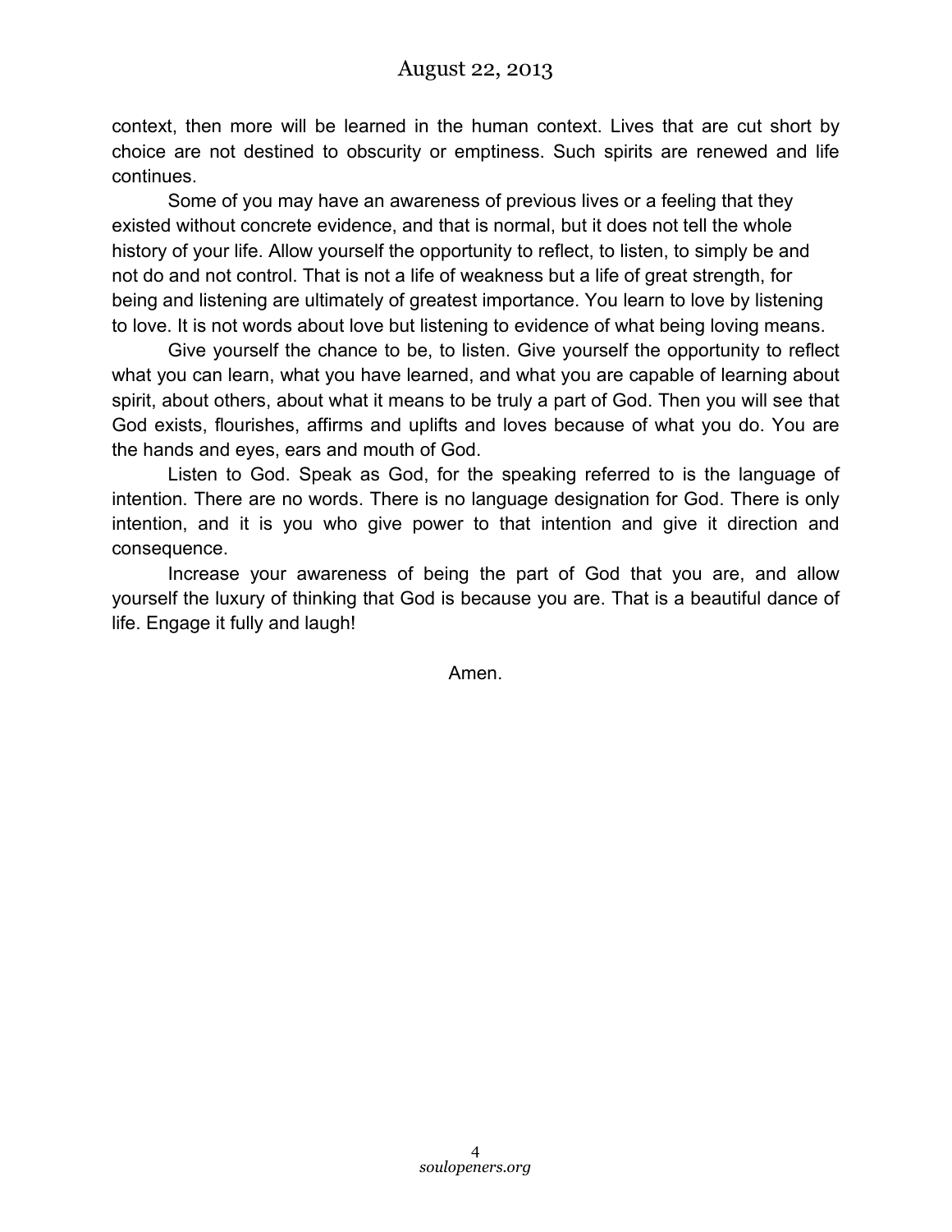context, then more will be learned in the human context. Lives that are cut short by choice are not destined to obscurity or emptiness. Such spirits are renewed and life continues.

Some of you may have an awareness of previous lives or a feeling that they existed without concrete evidence, and that is normal, but it does not tell the whole history of your life. Allow yourself the opportunity to reflect, to listen, to simply be and not do and not control. That is not a life of weakness but a life of great strength, for being and listening are ultimately of greatest importance. You learn to love by listening to love. It is not words about love but listening to evidence of what being loving means.

Give yourself the chance to be, to listen. Give yourself the opportunity to reflect what you can learn, what you have learned, and what you are capable of learning about spirit, about others, about what it means to be truly a part of God. Then you will see that God exists, flourishes, affirms and uplifts and loves because of what you do. You are the hands and eyes, ears and mouth of God.

Listen to God. Speak as God, for the speaking referred to is the language of intention. There are no words. There is no language designation for God. There is only intention, and it is you who give power to that intention and give it direction and consequence.

Increase your awareness of being the part of God that you are, and allow yourself the luxury of thinking that God is because you are. That is a beautiful dance of life. Engage it fully and laugh!

Amen.